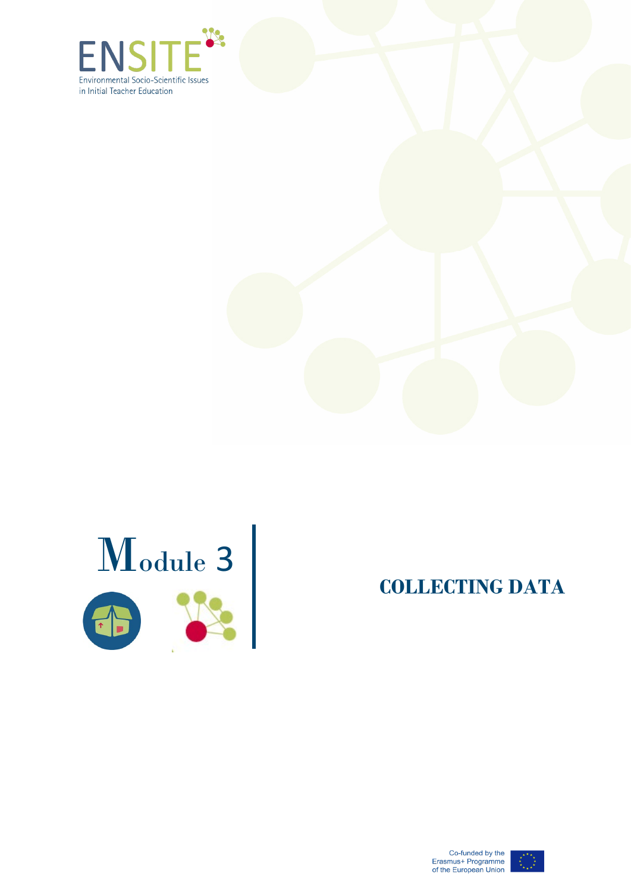ENSITE

Environmental Socio-Scientific Issues in Initial Teacher Education

# Module 3

## COLLECTING DATA

Co-funded by the Erasmus+ Programme of the European Union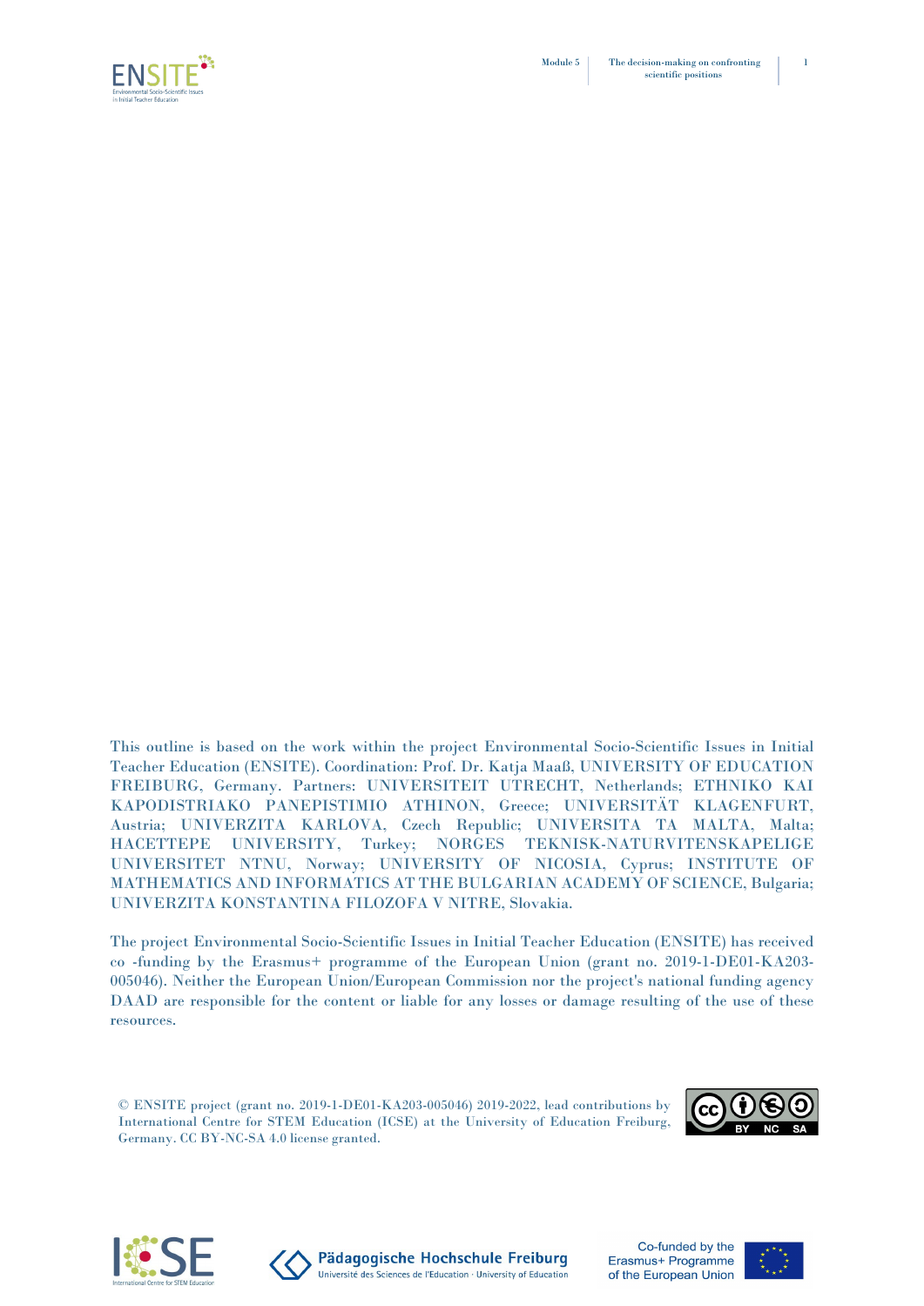This outline is based on the work within the project Environmental Socio-Scientific Issues in Initial Teacher Education (ENSITE). Coordination: Prof. Dr. Katja Maaß, UNIVERSITY OF EDUCATION FREIBURG, Germany. Partners: UNIVERSITEIT UTRECHT, Netherlands; ETHNIKO KAI KAPODISTRIAKO PANEPISTIMIO ATHINON, Greece; UNIVERSITÄT KLAGENFURT, Austria; UNIVERZITA KARLOVA, Czech Republic; UNIVERSITA TA MALTA, Malta; HACETTEPE UNIVERSITY, Turkey; NORGES TEKNISK-NATURVITENSKAPELIGE UNIVERSITET NTNU, Norway; UNIVERSITY OF NICOSIA, Cyprus; INSTITUTE OF MATHEMATICS AND INFORMATICS AT THE BULGARIAN ACADEMY OF SCIENCE, Bulgaria; UNIVERZITA KONSTANTINA FILOZOFA V NITRE, Slovakia.

The project Environmental Socio-Scientific Issues in Initial Teacher Education (ENSITE) has received co -funding by the Erasmus+ programme of the European Union (grant no. 2019-1-DE01-KA203-005046). Neither the European Union/European Commission nor the project's national funding agency DAAD are responsible for the content or liable for any losses or damage resulting of the use of these resources.

© ENSITE project (grant no. 2019-1-DE01-KA203-005046) 2019-2022, lead contributions by International Centre for STEM Education (ICSE) at the University of Education Freiburg, Germany. CC BY-NC-SA 4.0 license granted.

Co-funded by the Erasmus+ Programme of the European Union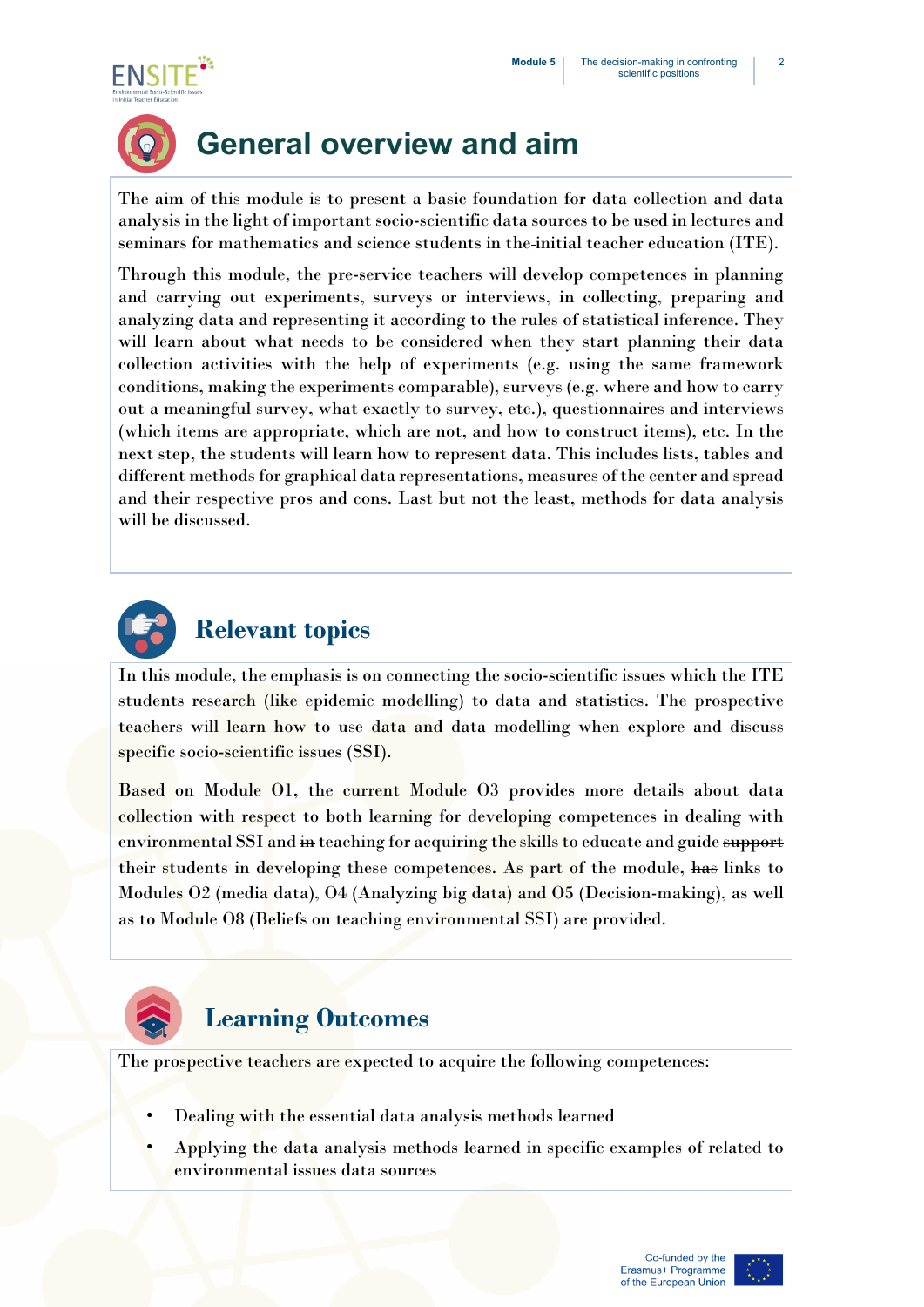# General overview and aim

The aim of this module is to present a basic foundation for data collection and data analysis in the light of important socio-scientific data sources to be used in lectures and seminars for mathematics and science students in the initial teacher education (ITE).

Through this module, the pre-service teachers will develop competences in planning and carrying out experiments, surveys or interviews, in collecting, preparing and analyzing data and representing it according to the rules of statistical inference. They will learn about what needs to be considered when they start planning their data collection activities with the help of experiments (e.g. using the same framework conditions, making the experiments comparable), surveys (e.g. where and how to carry out a meaningful survey, what exactly to survey, etc.), questionnaires and interviews (which items are appropriate, which are not, and how to construct items), etc. In the next step, the students will learn how to represent data. This includes lists, tables and different methods for graphical data representations, measures of the center and spread and their respective pros and cons. Last but not the least, methods for data analysis will be discussed.

# Relevant topics

In this module, the emphasis is on connecting the socio-scientific issues which the ITE students research (like epidemic modelling) to data and statistics. The prospective teachers will learn how to use data and data modelling when explore and discuss specific socio-scientific issues (SSI).

Based on Module O1, the current Module O3 provides more details about data collection with respect to both learning for developing competences in dealing with environmental SSI and ~~in~~ teaching for acquiring the skills to educate and guide ~~support~~ their students in developing these competences. As part of the module, ~~has~~ links to Modules O2 (media data), O4 (Analyzing big data) and O5 (Decision-making), as well as to Module O8 (Beliefs on teaching environmental SSI) are provided.

# Learning Outcomes

The prospective teachers are expected to acquire the following competences:

- Dealing with the essential data analysis methods learned
- Applying the data analysis methods learned in specific examples of related to environmental issues data sources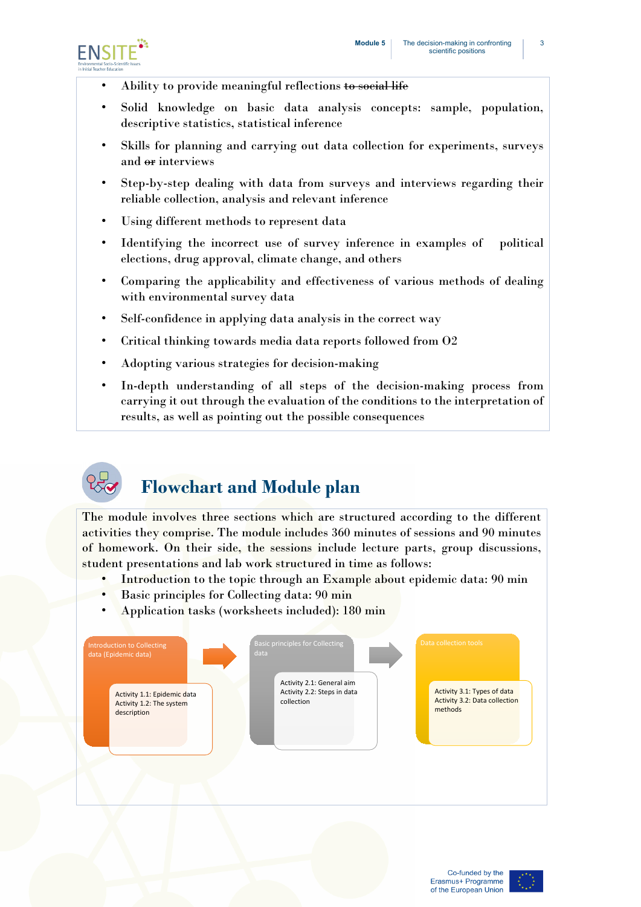- Ability to provide meaningful reflections ~~to social life~~
- Solid knowledge on basic data analysis concepts: sample, population, descriptive statistics, statistical inference
- Skills for planning and carrying out data collection for experiments, surveys and ~~or~~ interviews
- Step-by-step dealing with data from surveys and interviews regarding their reliable collection, analysis and relevant inference
- Using different methods to represent data
- Identifying the incorrect use of survey inference in examples of political elections, drug approval, climate change, and others
- Comparing the applicability and effectiveness of various methods of dealing with environmental survey data
- Self-confidence in applying data analysis in the correct way
- Critical thinking towards media data reports followed from O2
- Adopting various strategies for decision-making
- In-depth understanding of all steps of the decision-making process from carrying it out through the evaluation of the conditions to the interpretation of results, as well as pointing out the possible consequences

## Flowchart and Module plan

The module involves three sections which are structured according to the different activities they comprise. The module includes 360 minutes of sessions and 90 minutes of homework. On their side, the sessions include lecture parts, group discussions, student presentations and lab work structured in time as follows:

- Introduction to the topic through an Example about epidemic data: 90 min
- Basic principles for Collecting data: 90 min
- Application tasks (worksheets included): 180 min

Introduction to Collecting data (Epidemic data)

Activity 1.1: Epidemic data
Activity 1.2: The system description

Basic principles for Collecting data

Activity 2.1: General aim
Activity 2.2: Steps in data collection

Data collection tools

Activity 3.1: Types of data
Activity 3.2: Data collection methods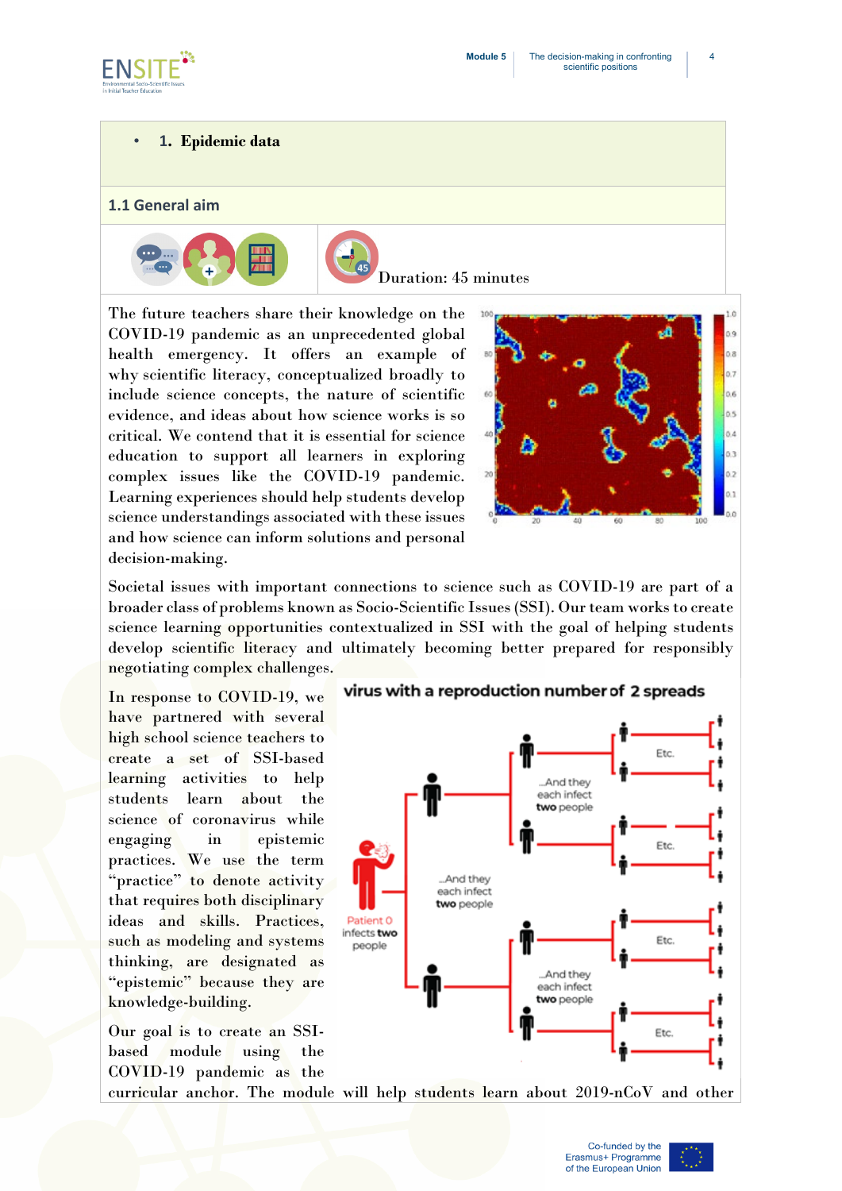# 1. Epidemic data

## 1.1 General aim

Duration: 45 minutes

The future teachers share their knowledge on the COVID-19 pandemic as an unprecedented global health emergency. It offers an example of why scientific literacy, conceptualized broadly to include science concepts, the nature of scientific evidence, and ideas about how science works is so critical. We contend that it is essential for science education to support all learners in exploring complex issues like the COVID-19 pandemic. Learning experiences should help students develop science understandings associated with these issues and how science can inform solutions and personal decision-making.

Societal issues with important connections to science such as COVID-19 are part of a broader class of problems known as Socio-Scientific Issues (SSI). Our team works to create science learning opportunities contextualized in SSI with the goal of helping students develop scientific literacy and ultimately becoming better prepared for responsibly negotiating complex challenges.

In response to COVID-19, we have partnered with several high school science teachers to create a set of SSI-based learning activities to help students learn about the science of coronavirus while engaging in epistemic practices. We use the term "practice" to denote activity that requires both disciplinary ideas and skills. Practices, such as modeling and systems thinking, are designated as "epistemic" because they are knowledge-building.

Our goal is to create an SSI-based module using the COVID-19 pandemic as the curricular anchor. The module will help students learn about 2019-nCoV and other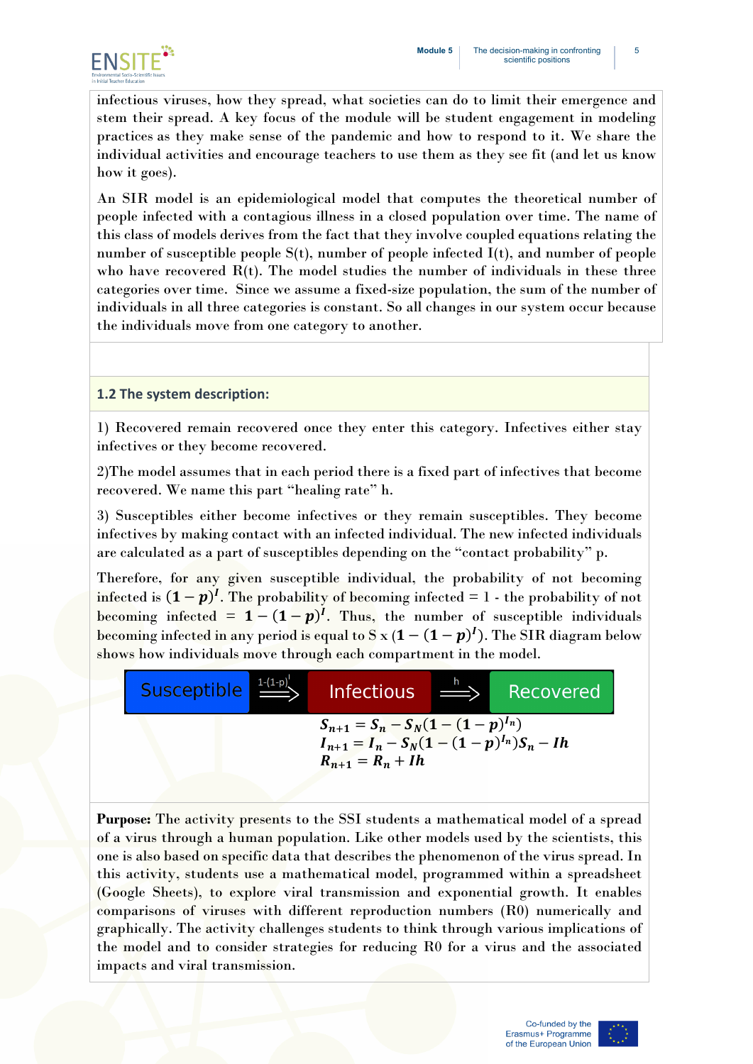infectious viruses, how they spread, what societies can do to limit their emergence and stem their spread. A key focus of the module will be student engagement in modeling practices as they make sense of the pandemic and how to respond to it. We share the individual activities and encourage teachers to use them as they see fit (and let us know how it goes).

An SIR model is an epidemiological model that computes the theoretical number of people infected with a contagious illness in a closed population over time. The name of this class of models derives from the fact that they involve coupled equations relating the number of susceptible people S(t), number of people infected I(t), and number of people who have recovered R(t). The model studies the number of individuals in these three categories over time. Since we assume a fixed-size population, the sum of the number of individuals in all three categories is constant. So all changes in our system occur because the individuals move from one category to another.

### 1.2 The system description:

1) Recovered remain recovered once they enter this category. Infectives either stay infectives or they become recovered.

2)The model assumes that in each period there is a fixed part of infectives that become recovered. We name this part "healing rate" h.

3) Susceptibles either become infectives or they remain susceptibles. They become infectives by making contact with an infected individual. The new infected individuals are calculated as a part of susceptibles depending on the "contact probability" p.

Therefore, for any given susceptible individual, the probability of not becoming infected is $(\mathbf{1-p})^{\mathbf{I}}$. The probability of becoming infected = 1 - the probability of not becoming infected = $\mathbf{1-(1-p)^{I}}$. Thus, the number of susceptible individuals becoming infected in any period is equal to S x $(\mathbf{1-(1-p)^{I}})$. The SIR diagram below shows how individuals move through each compartment in the model.

Susceptible $\xRightarrow{1-(1-p)^{I}}$ Infectious $\xRightarrow{h}$ Recovered

$$\boldsymbol{S_{n+1} = S_n - S_N(1-(1-p)^{I_n})}$$
$$\boldsymbol{I_{n+1} = I_n - S_N(1-(1-p)^{I_n})S_n - Ih}$$
$$\boldsymbol{R_{n+1} = R_n + Ih}$$

**Purpose:** The activity presents to the SSI students a mathematical model of a spread of a virus through a human population. Like other models used by the scientists, this one is also based on specific data that describes the phenomenon of the virus spread. In this activity, students use a mathematical model, programmed within a spreadsheet (Google Sheets), to explore viral transmission and exponential growth. It enables comparisons of viruses with different reproduction numbers (R0) numerically and graphically. The activity challenges students to think through various implications of the model and to consider strategies for reducing R0 for a virus and the associated impacts and viral transmission.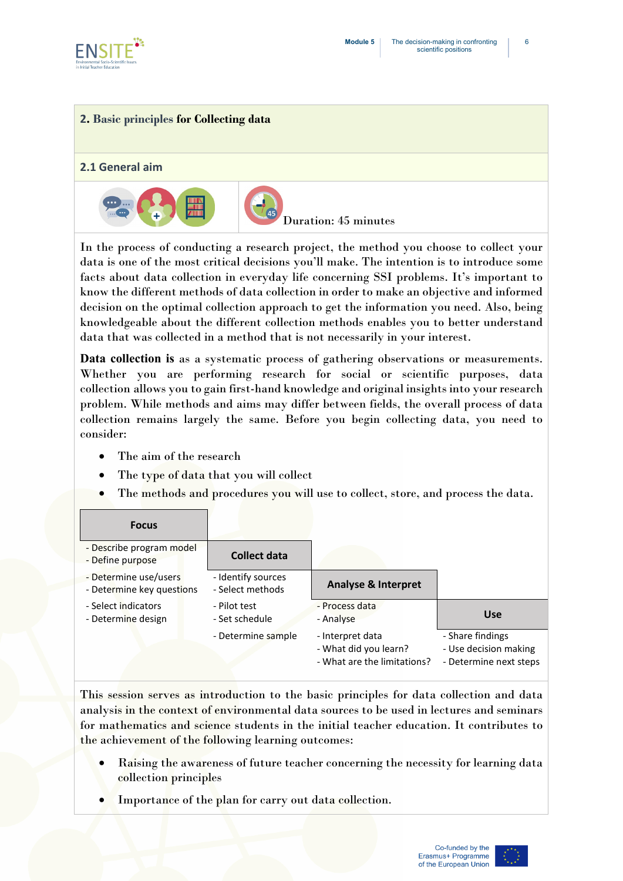## 2. Basic principles for Collecting data

### 2.1 General aim

Duration: 45 minutes

In the process of conducting a research project, the method you choose to collect your data is one of the most critical decisions you'll make. The intention is to introduce some facts about data collection in everyday life concerning SSI problems. It's important to know the different methods of data collection in order to make an objective and informed decision on the optimal collection approach to get the information you need. Also, being knowledgeable about the different collection methods enables you to better understand data that was collected in a method that is not necessarily in your interest.

**Data collection is** as a systematic process of gathering observations or measurements. Whether you are performing research for social or scientific purposes, data collection allows you to gain first-hand knowledge and original insights into your research problem. While methods and aims may differ between fields, the overall process of data collection remains largely the same. Before you begin collecting data, you need to consider:

- The aim of the research
- The type of data that you will collect
- The methods and procedures you will use to collect, store, and process the data.

| Focus | Collect data | Analyse & Interpret | Use |
|---|---|---|---|
| - Describe program model<br>- Define purpose | | | |
| - Determine use/users<br>- Determine key questions | - Identify sources<br>- Select methods | | |
| - Select indicators<br>- Determine design | - Pilot test<br>- Set schedule | - Process data<br>- Analyse | |
| | - Determine sample | - Interpret data<br>- What did you learn?<br>- What are the limitations? | - Share findings<br>- Use decision making<br>- Determine next steps |

This session serves as introduction to the basic principles for data collection and data analysis in the context of environmental data sources to be used in lectures and seminars for mathematics and science students in the initial teacher education. It contributes to the achievement of the following learning outcomes:

- Raising the awareness of future teacher concerning the necessity for learning data collection principles
- Importance of the plan for carry out data collection.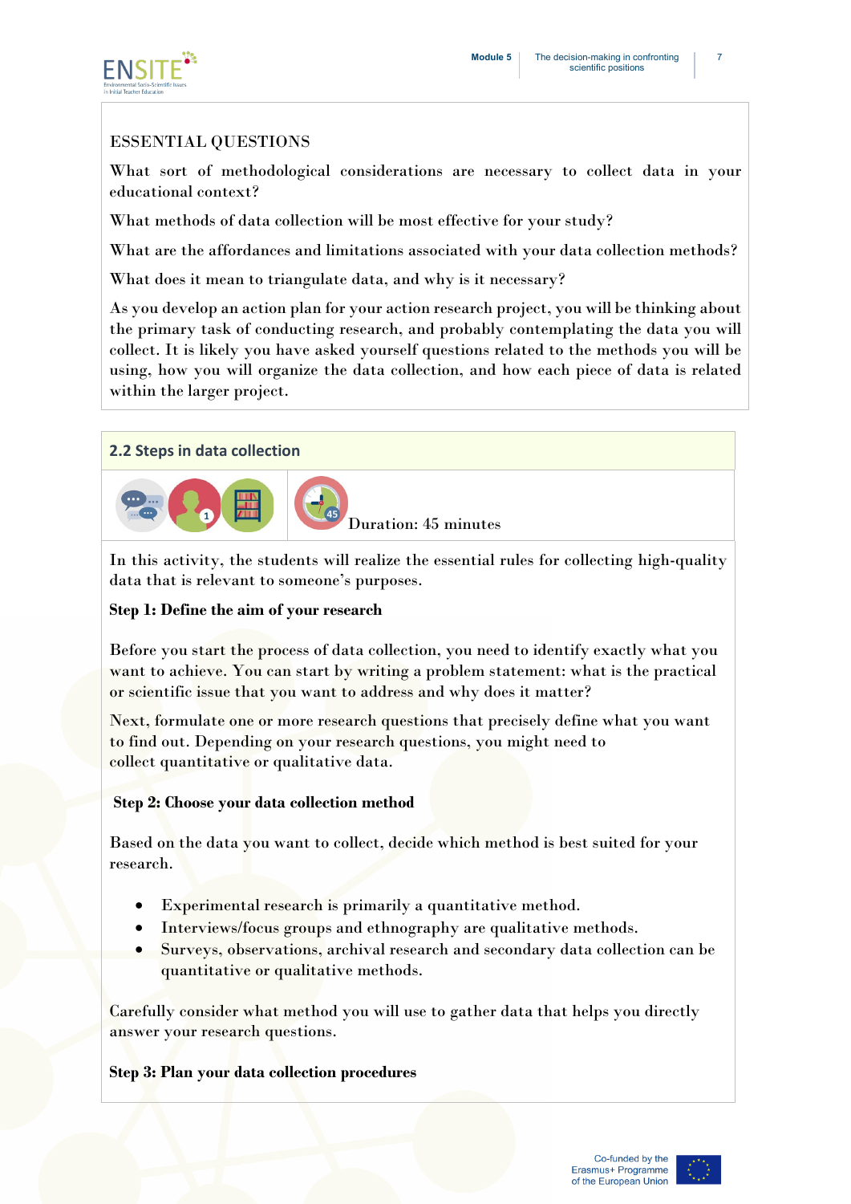ESSENTIAL QUESTIONS

What sort of methodological considerations are necessary to collect data in your educational context?

What methods of data collection will be most effective for your study?

What are the affordances and limitations associated with your data collection methods?

What does it mean to triangulate data, and why is it necessary?

As you develop an action plan for your action research project, you will be thinking about the primary task of conducting research, and probably contemplating the data you will collect. It is likely you have asked yourself questions related to the methods you will be using, how you will organize the data collection, and how each piece of data is related within the larger project.

## 2.2 Steps in data collection

Duration: 45 minutes

In this activity, the students will realize the essential rules for collecting high-quality data that is relevant to someone's purposes.

**Step 1: Define the aim of your research**

Before you start the process of data collection, you need to identify exactly what you want to achieve. You can start by writing a problem statement: what is the practical or scientific issue that you want to address and why does it matter?

Next, formulate one or more research questions that precisely define what you want to find out. Depending on your research questions, you might need to collect quantitative or qualitative data.

**Step 2: Choose your data collection method**

Based on the data you want to collect, decide which method is best suited for your research.

- Experimental research is primarily a quantitative method.
- Interviews/focus groups and ethnography are qualitative methods.
- Surveys, observations, archival research and secondary data collection can be quantitative or qualitative methods.

Carefully consider what method you will use to gather data that helps you directly answer your research questions.

**Step 3: Plan your data collection procedures**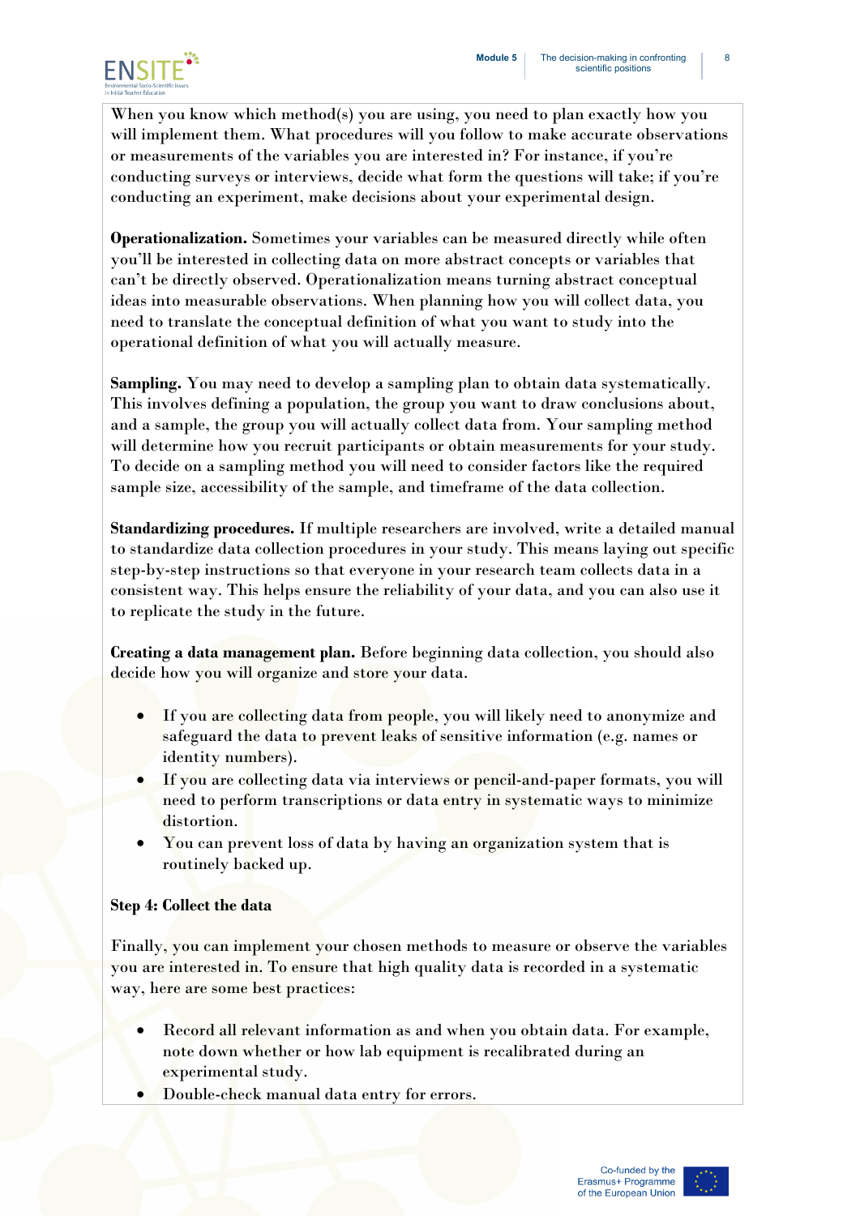When you know which method(s) you are using, you need to plan exactly how you will implement them. What procedures will you follow to make accurate observations or measurements of the variables you are interested in? For instance, if you're conducting surveys or interviews, decide what form the questions will take; if you're conducting an experiment, make decisions about your experimental design.

**Operationalization.** Sometimes your variables can be measured directly while often you'll be interested in collecting data on more abstract concepts or variables that can't be directly observed. Operationalization means turning abstract conceptual ideas into measurable observations. When planning how you will collect data, you need to translate the conceptual definition of what you want to study into the operational definition of what you will actually measure.

**Sampling.** You may need to develop a sampling plan to obtain data systematically. This involves defining a population, the group you want to draw conclusions about, and a sample, the group you will actually collect data from. Your sampling method will determine how you recruit participants or obtain measurements for your study. To decide on a sampling method you will need to consider factors like the required sample size, accessibility of the sample, and timeframe of the data collection.

**Standardizing procedures.** If multiple researchers are involved, write a detailed manual to standardize data collection procedures in your study. This means laying out specific step-by-step instructions so that everyone in your research team collects data in a consistent way. This helps ensure the reliability of your data, and you can also use it to replicate the study in the future.

**Creating a data management plan.** Before beginning data collection, you should also decide how you will organize and store your data.

- If you are collecting data from people, you will likely need to anonymize and safeguard the data to prevent leaks of sensitive information (e.g. names or identity numbers).
- If you are collecting data via interviews or pencil-and-paper formats, you will need to perform transcriptions or data entry in systematic ways to minimize distortion.
- You can prevent loss of data by having an organization system that is routinely backed up.

**Step 4: Collect the data**

Finally, you can implement your chosen methods to measure or observe the variables you are interested in. To ensure that high quality data is recorded in a systematic way, here are some best practices:

- Record all relevant information as and when you obtain data. For example, note down whether or how lab equipment is recalibrated during an experimental study.
- Double-check manual data entry for errors.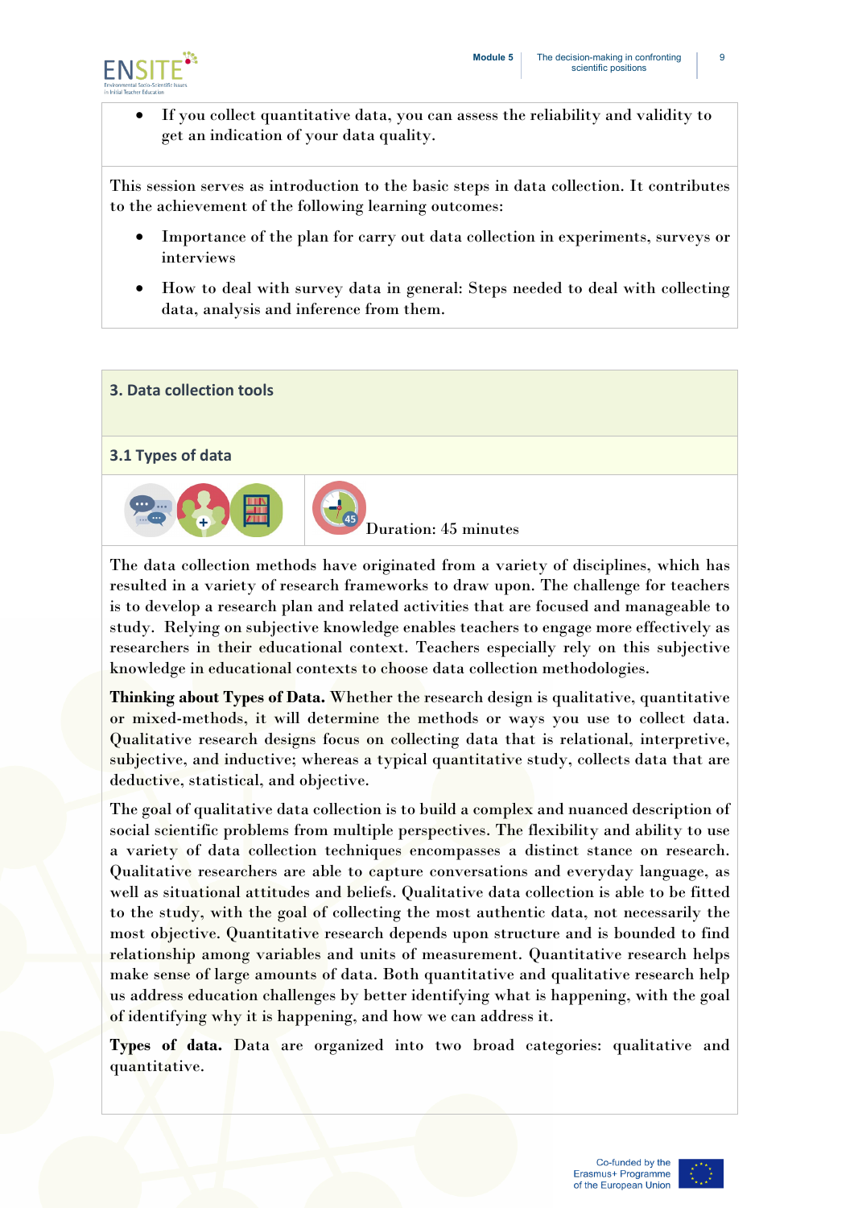- If you collect quantitative data, you can assess the reliability and validity to get an indication of your data quality.

This session serves as introduction to the basic steps in data collection. It contributes to the achievement of the following learning outcomes:

- Importance of the plan for carry out data collection in experiments, surveys or interviews
- How to deal with survey data in general: Steps needed to deal with collecting data, analysis and inference from them.

## 3. Data collection tools

### 3.1 Types of data

Duration: 45 minutes

The data collection methods have originated from a variety of disciplines, which has resulted in a variety of research frameworks to draw upon. The challenge for teachers is to develop a research plan and related activities that are focused and manageable to study. Relying on subjective knowledge enables teachers to engage more effectively as researchers in their educational context. Teachers especially rely on this subjective knowledge in educational contexts to choose data collection methodologies.

**Thinking about Types of Data.** Whether the research design is qualitative, quantitative or mixed-methods, it will determine the methods or ways you use to collect data. Qualitative research designs focus on collecting data that is relational, interpretive, subjective, and inductive; whereas a typical quantitative study, collects data that are deductive, statistical, and objective.

The goal of qualitative data collection is to build a complex and nuanced description of social scientific problems from multiple perspectives. The flexibility and ability to use a variety of data collection techniques encompasses a distinct stance on research. Qualitative researchers are able to capture conversations and everyday language, as well as situational attitudes and beliefs. Qualitative data collection is able to be fitted to the study, with the goal of collecting the most authentic data, not necessarily the most objective. Quantitative research depends upon structure and is bounded to find relationship among variables and units of measurement. Quantitative research helps make sense of large amounts of data. Both quantitative and qualitative research help us address education challenges by better identifying what is happening, with the goal of identifying why it is happening, and how we can address it.

**Types of data.** Data are organized into two broad categories: qualitative and quantitative.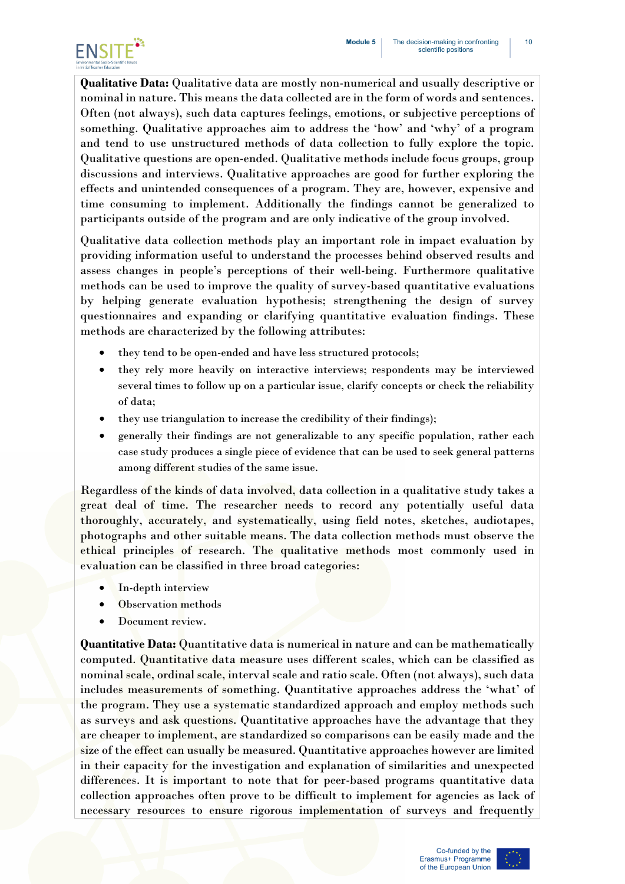**Qualitative Data:** Qualitative data are mostly non-numerical and usually descriptive or nominal in nature. This means the data collected are in the form of words and sentences. Often (not always), such data captures feelings, emotions, or subjective perceptions of something. Qualitative approaches aim to address the 'how' and 'why' of a program and tend to use unstructured methods of data collection to fully explore the topic. Qualitative questions are open-ended. Qualitative methods include focus groups, group discussions and interviews. Qualitative approaches are good for further exploring the effects and unintended consequences of a program. They are, however, expensive and time consuming to implement. Additionally the findings cannot be generalized to participants outside of the program and are only indicative of the group involved.

Qualitative data collection methods play an important role in impact evaluation by providing information useful to understand the processes behind observed results and assess changes in people's perceptions of their well-being. Furthermore qualitative methods can be used to improve the quality of survey-based quantitative evaluations by helping generate evaluation hypothesis; strengthening the design of survey questionnaires and expanding or clarifying quantitative evaluation findings. These methods are characterized by the following attributes:

- they tend to be open-ended and have less structured protocols;
- they rely more heavily on interactive interviews; respondents may be interviewed several times to follow up on a particular issue, clarify concepts or check the reliability of data;
- they use triangulation to increase the credibility of their findings);
- generally their findings are not generalizable to any specific population, rather each case study produces a single piece of evidence that can be used to seek general patterns among different studies of the same issue.

Regardless of the kinds of data involved, data collection in a qualitative study takes a great deal of time. The researcher needs to record any potentially useful data thoroughly, accurately, and systematically, using field notes, sketches, audiotapes, photographs and other suitable means. The data collection methods must observe the ethical principles of research. The qualitative methods most commonly used in evaluation can be classified in three broad categories:

- In-depth interview
- Observation methods
- Document review.

**Quantitative Data:** Quantitative data is numerical in nature and can be mathematically computed. Quantitative data measure uses different scales, which can be classified as nominal scale, ordinal scale, interval scale and ratio scale. Often (not always), such data includes measurements of something. Quantitative approaches address the 'what' of the program. They use a systematic standardized approach and employ methods such as surveys and ask questions. Quantitative approaches have the advantage that they are cheaper to implement, are standardized so comparisons can be easily made and the size of the effect can usually be measured. Quantitative approaches however are limited in their capacity for the investigation and explanation of similarities and unexpected differences. It is important to note that for peer-based programs quantitative data collection approaches often prove to be difficult to implement for agencies as lack of necessary resources to ensure rigorous implementation of surveys and frequently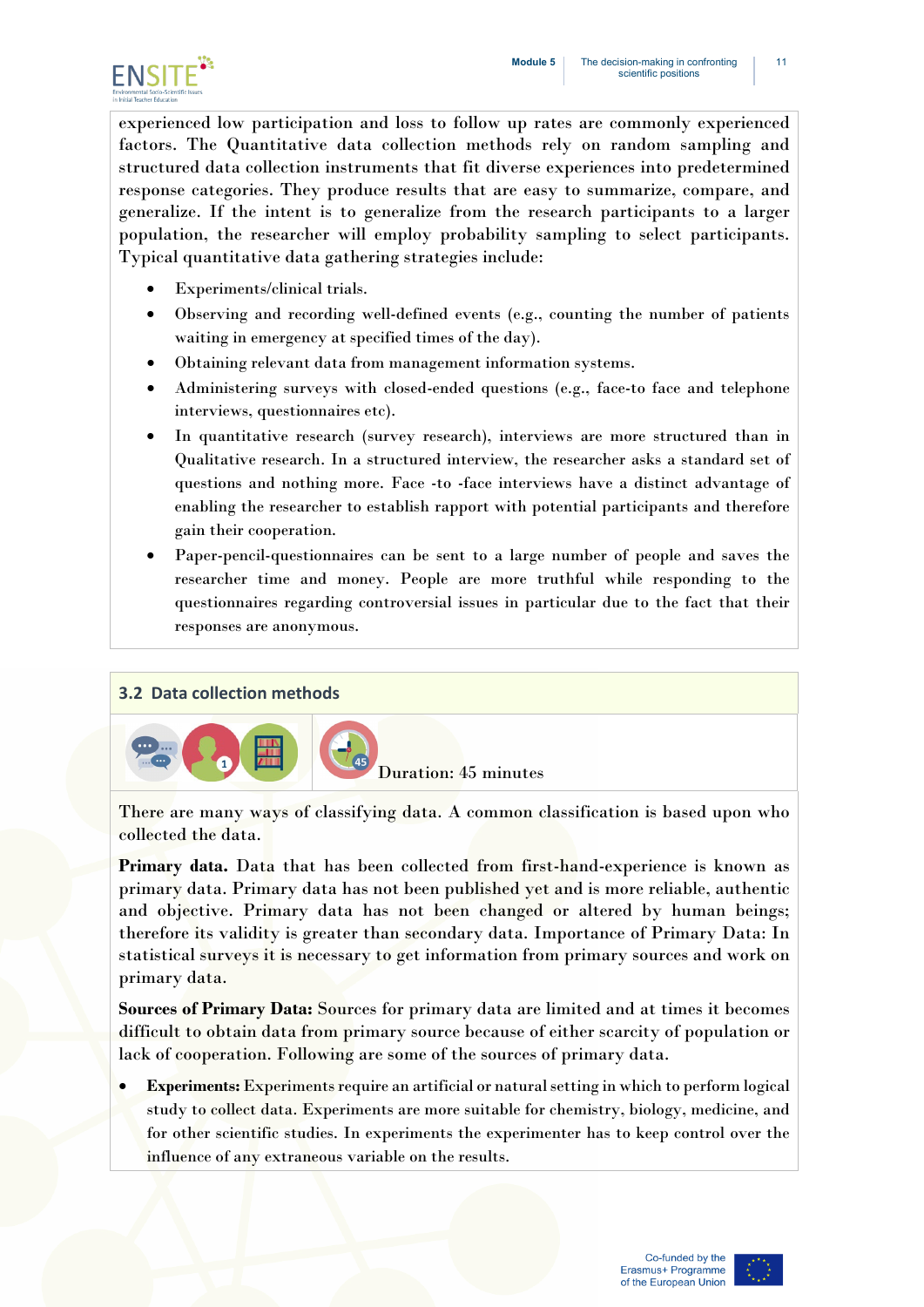experienced low participation and loss to follow up rates are commonly experienced factors. The Quantitative data collection methods rely on random sampling and structured data collection instruments that fit diverse experiences into predetermined response categories. They produce results that are easy to summarize, compare, and generalize. If the intent is to generalize from the research participants to a larger population, the researcher will employ probability sampling to select participants. Typical quantitative data gathering strategies include:

- Experiments/clinical trials.
- Observing and recording well-defined events (e.g., counting the number of patients waiting in emergency at specified times of the day).
- Obtaining relevant data from management information systems.
- Administering surveys with closed-ended questions (e.g., face-to face and telephone interviews, questionnaires etc).
- In quantitative research (survey research), interviews are more structured than in Qualitative research. In a structured interview, the researcher asks a standard set of questions and nothing more. Face -to -face interviews have a distinct advantage of enabling the researcher to establish rapport with potential participants and therefore gain their cooperation.
- Paper-pencil-questionnaires can be sent to a large number of people and saves the researcher time and money. People are more truthful while responding to the questionnaires regarding controversial issues in particular due to the fact that their responses are anonymous.

## 3.2 Data collection methods

Duration: 45 minutes

There are many ways of classifying data. A common classification is based upon who collected the data.

**Primary data.** Data that has been collected from first-hand-experience is known as primary data. Primary data has not been published yet and is more reliable, authentic and objective. Primary data has not been changed or altered by human beings; therefore its validity is greater than secondary data. Importance of Primary Data: In statistical surveys it is necessary to get information from primary sources and work on primary data.

**Sources of Primary Data:** Sources for primary data are limited and at times it becomes difficult to obtain data from primary source because of either scarcity of population or lack of cooperation. Following are some of the sources of primary data.

- **Experiments:** Experiments require an artificial or natural setting in which to perform logical study to collect data. Experiments are more suitable for chemistry, biology, medicine, and for other scientific studies. In experiments the experimenter has to keep control over the influence of any extraneous variable on the results.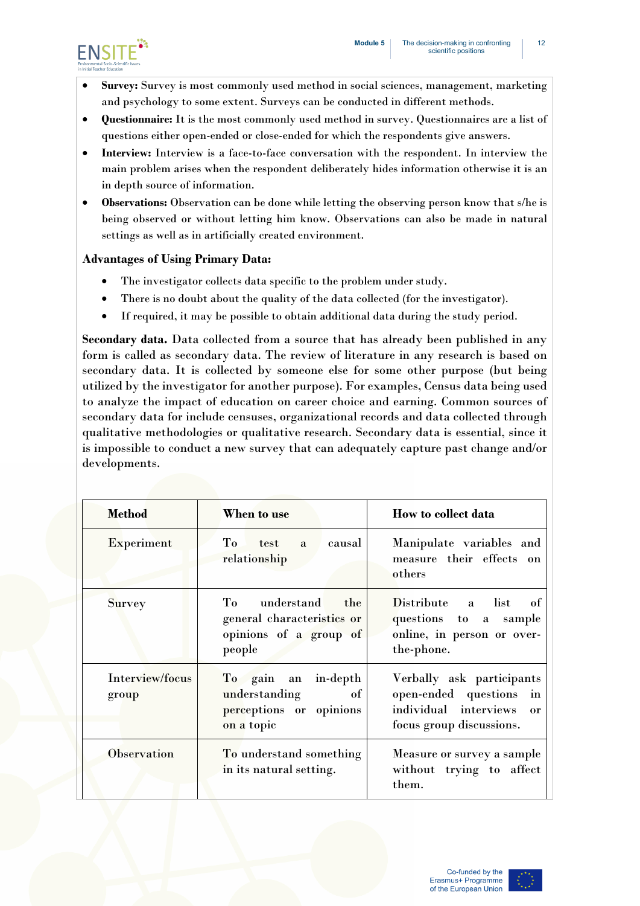- **Survey:** Survey is most commonly used method in social sciences, management, marketing and psychology to some extent. Surveys can be conducted in different methods.
- **Questionnaire:** It is the most commonly used method in survey. Questionnaires are a list of questions either open-ended or close-ended for which the respondents give answers.
- **Interview:** Interview is a face-to-face conversation with the respondent. In interview the main problem arises when the respondent deliberately hides information otherwise it is an in depth source of information.
- **Observations:** Observation can be done while letting the observing person know that s/he is being observed or without letting him know. Observations can also be made in natural settings as well as in artificially created environment.

**Advantages of Using Primary Data:**

- The investigator collects data specific to the problem under study.
- There is no doubt about the quality of the data collected (for the investigator).
- If required, it may be possible to obtain additional data during the study period.

**Secondary data.** Data collected from a source that has already been published in any form is called as secondary data. The review of literature in any research is based on secondary data. It is collected by someone else for some other purpose (but being utilized by the investigator for another purpose). For examples, Census data being used to analyze the impact of education on career choice and earning. Common sources of secondary data for include censuses, organizational records and data collected through qualitative methodologies or qualitative research. Secondary data is essential, since it is impossible to conduct a new survey that can adequately capture past change and/or developments.

| Method | When to use | How to collect data |
|---|---|---|
| Experiment | To test a causal relationship | Manipulate variables and measure their effects on others |
| Survey | To understand the general characteristics or opinions of a group of people | Distribute a list of questions to a sample online, in person or over-the-phone. |
| Interview/focus group | To gain an in-depth understanding of perceptions or opinions on a topic | Verbally ask participants open-ended questions in individual interviews or focus group discussions. |
| Observation | To understand something in its natural setting. | Measure or survey a sample without trying to affect them. |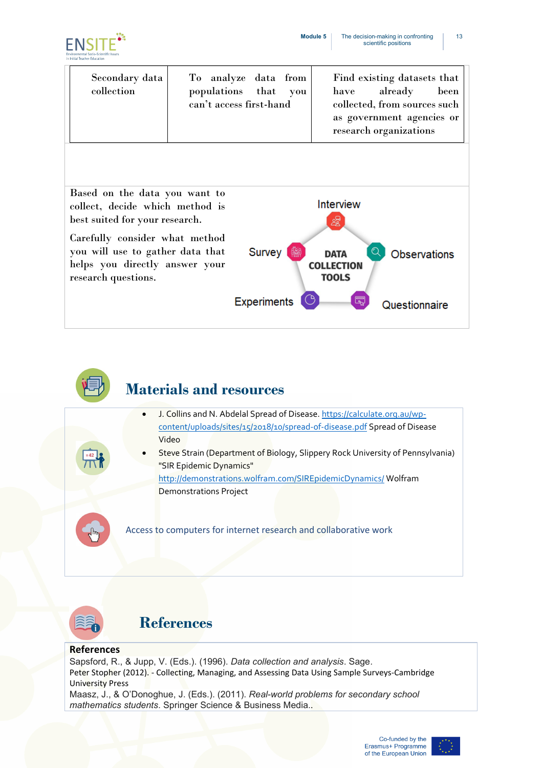| Secondary data collection | To analyze data from populations that you can't access first-hand | Find existing datasets that have already been collected, from sources such as government agencies or research organizations |
|---|---|---|

Based on the data you want to collect, decide which method is best suited for your research.

Carefully consider what method you will use to gather data that helps you directly answer your research questions.

DATA COLLECTION TOOLS: Interview, Observations, Questionnaire, Experiments, Survey

## Materials and resources

- J. Collins and N. Abdelal Spread of Disease. https://calculate.org.au/wp-content/uploads/sites/15/2018/10/spread-of-disease.pdf Spread of Disease Video
- Steve Strain (Department of Biology, Slippery Rock University of Pennsylvania) "SIR Epidemic Dynamics" http://demonstrations.wolfram.com/SIREpidemicDynamics/ Wolfram Demonstrations Project

Access to computers for internet research and collaborative work

## References

**References**

Sapsford, R., & Jupp, V. (Eds.). (1996). *Data collection and analysis*. Sage.

Peter Stopher (2012). - Collecting, Managing, and Assessing Data Using Sample Surveys-Cambridge University Press

Maasz, J., & O'Donoghue, J. (Eds.). (2011). *Real-world problems for secondary school mathematics students*. Springer Science & Business Media..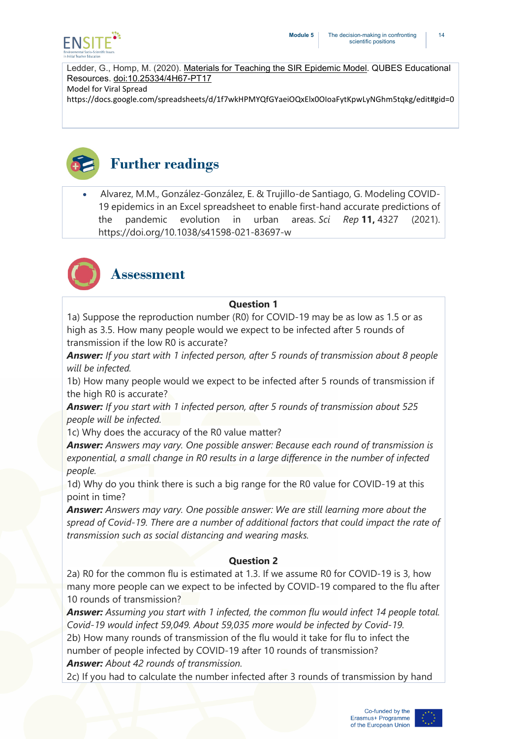Ledder, G., Homp, M. (2020). Materials for Teaching the SIR Epidemic Model. QUBES Educational Resources. doi:10.25334/4H67-PT17
Model for Viral Spread
https://docs.google.com/spreadsheets/d/1f7wkHPMYQfGYaeiOQxElx0OIoaFytKpwLyNGhm5tqkg/edit#gid=0

## Further readings

- Alvarez, M.M., González-González, E. & Trujillo-de Santiago, G. Modeling COVID-19 epidemics in an Excel spreadsheet to enable first-hand accurate predictions of the pandemic evolution in urban areas. *Sci Rep* **11,** 4327 (2021). https://doi.org/10.1038/s41598-021-83697-w

## Assessment

**Question 1**

1a) Suppose the reproduction number (R0) for COVID-19 may be as low as 1.5 or as high as 3.5. How many people would we expect to be infected after 5 rounds of transmission if the low R0 is accurate?

***Answer:*** *If you start with 1 infected person, after 5 rounds of transmission about 8 people will be infected.*

1b) How many people would we expect to be infected after 5 rounds of transmission if the high R0 is accurate?

***Answer:*** *If you start with 1 infected person, after 5 rounds of transmission about 525 people will be infected.*

1c) Why does the accuracy of the R0 value matter?

***Answer:*** *Answers may vary. One possible answer: Because each round of transmission is exponential, a small change in R0 results in a large difference in the number of infected people.*

1d) Why do you think there is such a big range for the R0 value for COVID-19 at this point in time?

***Answer:*** *Answers may vary. One possible answer: We are still learning more about the spread of Covid-19. There are a number of additional factors that could impact the rate of transmission such as social distancing and wearing masks.*

**Question 2**

2a) R0 for the common flu is estimated at 1.3. If we assume R0 for COVID-19 is 3, how many more people can we expect to be infected by COVID-19 compared to the flu after 10 rounds of transmission?

***Answer:*** *Assuming you start with 1 infected, the common flu would infect 14 people total. Covid-19 would infect 59,049. About 59,035 more would be infected by Covid-19.*

2b) How many rounds of transmission of the flu would it take for flu to infect the number of people infected by COVID-19 after 10 rounds of transmission?

***Answer:*** *About 42 rounds of transmission.*

2c) If you had to calculate the number infected after 3 rounds of transmission by hand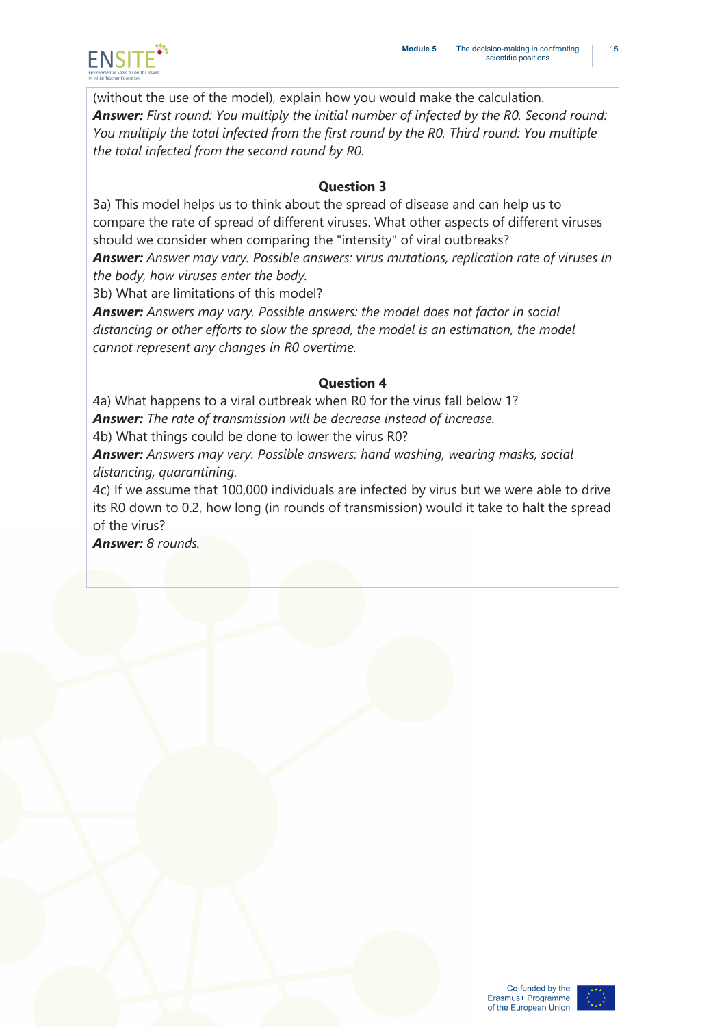(without the use of the model), explain how you would make the calculation.

***Answer:*** *First round: You multiply the initial number of infected by the R0. Second round: You multiply the total infected from the first round by the R0. Third round: You multiple the total infected from the second round by R0.*

### Question 3

3a) This model helps us to think about the spread of disease and can help us to compare the rate of spread of different viruses. What other aspects of different viruses should we consider when comparing the "intensity" of viral outbreaks?

***Answer:*** *Answer may vary. Possible answers: virus mutations, replication rate of viruses in the body, how viruses enter the body.*

3b) What are limitations of this model?

***Answer:*** *Answers may vary. Possible answers: the model does not factor in social distancing or other efforts to slow the spread, the model is an estimation, the model cannot represent any changes in R0 overtime.*

### Question 4

4a) What happens to a viral outbreak when R0 for the virus fall below 1?

***Answer:*** *The rate of transmission will be decrease instead of increase.*

4b) What things could be done to lower the virus R0?

***Answer:*** *Answers may very. Possible answers: hand washing, wearing masks, social distancing, quarantining.*

4c) If we assume that 100,000 individuals are infected by virus but we were able to drive its R0 down to 0.2, how long (in rounds of transmission) would it take to halt the spread of the virus?

***Answer:*** *8 rounds.*